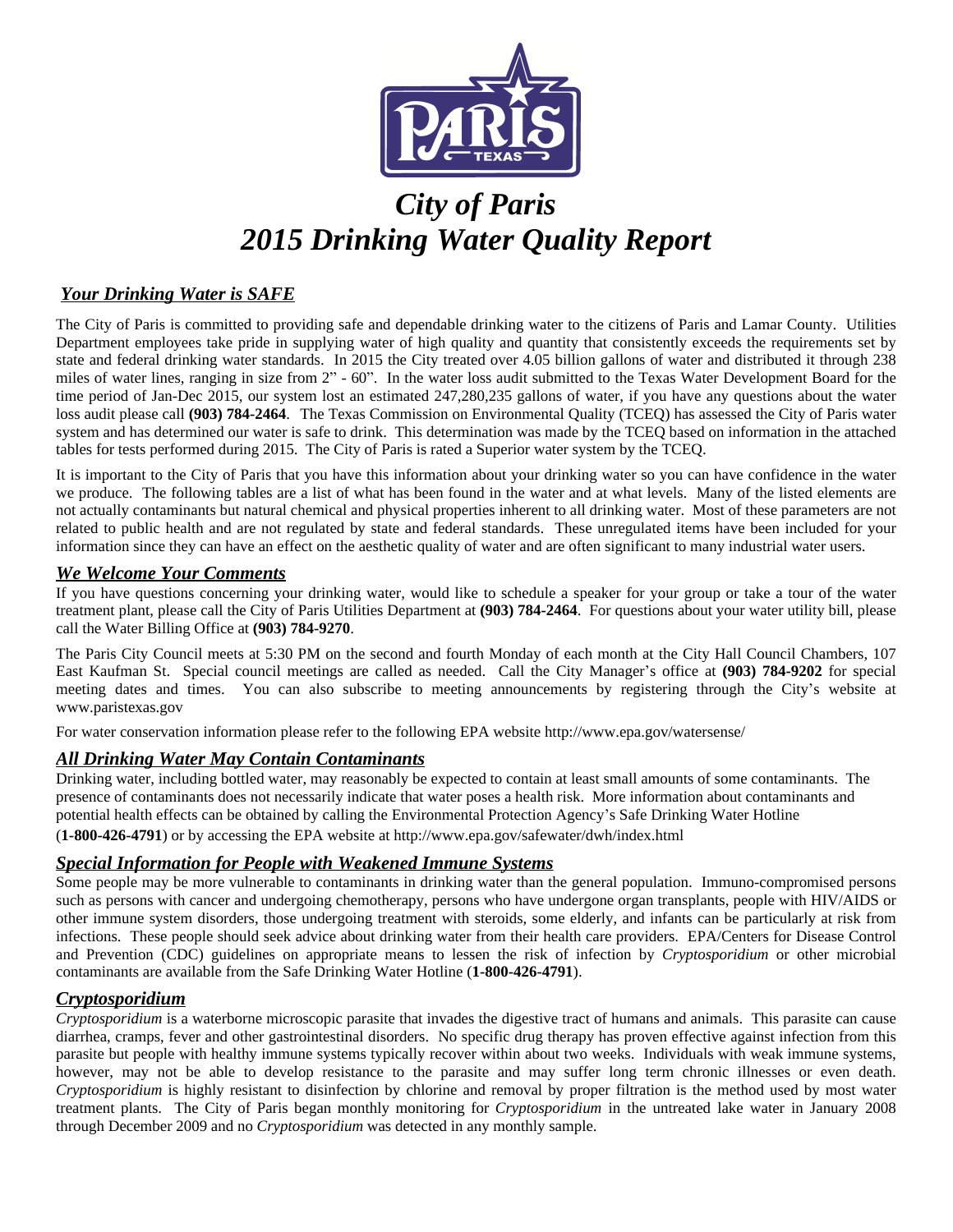# *City of Paris*
# *2015 Drinking Water Quality Report*

## ***Your Drinking Water is SAFE***

The City of Paris is committed to providing safe and dependable drinking water to the citizens of Paris and Lamar County. Utilities Department employees take pride in supplying water of high quality and quantity that consistently exceeds the requirements set by state and federal drinking water standards. In 2015 the City treated over 4.05 billion gallons of water and distributed it through 238 miles of water lines, ranging in size from 2" - 60". In the water loss audit submitted to the Texas Water Development Board for the time period of Jan-Dec 2015, our system lost an estimated 247,280,235 gallons of water, if you have any questions about the water loss audit please call **(903) 784-2464**. The Texas Commission on Environmental Quality (TCEQ) has assessed the City of Paris water system and has determined our water is safe to drink. This determination was made by the TCEQ based on information in the attached tables for tests performed during 2015. The City of Paris is rated a Superior water system by the TCEQ.

It is important to the City of Paris that you have this information about your drinking water so you can have confidence in the water we produce. The following tables are a list of what has been found in the water and at what levels. Many of the listed elements are not actually contaminants but natural chemical and physical properties inherent to all drinking water. Most of these parameters are not related to public health and are not regulated by state and federal standards. These unregulated items have been included for your information since they can have an effect on the aesthetic quality of water and are often significant to many industrial water users.

## ***We Welcome Your Comments***

If you have questions concerning your drinking water, would like to schedule a speaker for your group or take a tour of the water treatment plant, please call the City of Paris Utilities Department at **(903) 784-2464**. For questions about your water utility bill, please call the Water Billing Office at **(903) 784-9270**.

The Paris City Council meets at 5:30 PM on the second and fourth Monday of each month at the City Hall Council Chambers, 107 East Kaufman St. Special council meetings are called as needed. Call the City Manager's office at **(903) 784-9202** for special meeting dates and times. You can also subscribe to meeting announcements by registering through the City's website at www.paristexas.gov

For water conservation information please refer to the following EPA website http://www.epa.gov/watersense/

## ***All Drinking Water May Contain Contaminants***

Drinking water, including bottled water, may reasonably be expected to contain at least small amounts of some contaminants. The presence of contaminants does not necessarily indicate that water poses a health risk. More information about contaminants and potential health effects can be obtained by calling the Environmental Protection Agency's Safe Drinking Water Hotline (**1-800-426-4791**) or by accessing the EPA website at http://www.epa.gov/safewater/dwh/index.html

## ***Special Information for People with Weakened Immune Systems***

Some people may be more vulnerable to contaminants in drinking water than the general population. Immuno-compromised persons such as persons with cancer and undergoing chemotherapy, persons who have undergone organ transplants, people with HIV/AIDS or other immune system disorders, those undergoing treatment with steroids, some elderly, and infants can be particularly at risk from infections. These people should seek advice about drinking water from their health care providers. EPA/Centers for Disease Control and Prevention (CDC) guidelines on appropriate means to lessen the risk of infection by *Cryptosporidium* or other microbial contaminants are available from the Safe Drinking Water Hotline (**1-800-426-4791**).

## ***Cryptosporidium***

*Cryptosporidium* is a waterborne microscopic parasite that invades the digestive tract of humans and animals. This parasite can cause diarrhea, cramps, fever and other gastrointestinal disorders. No specific drug therapy has proven effective against infection from this parasite but people with healthy immune systems typically recover within about two weeks. Individuals with weak immune systems, however, may not be able to develop resistance to the parasite and may suffer long term chronic illnesses or even death. *Cryptosporidium* is highly resistant to disinfection by chlorine and removal by proper filtration is the method used by most water treatment plants. The City of Paris began monthly monitoring for *Cryptosporidium* in the untreated lake water in January 2008 through December 2009 and no *Cryptosporidium* was detected in any monthly sample.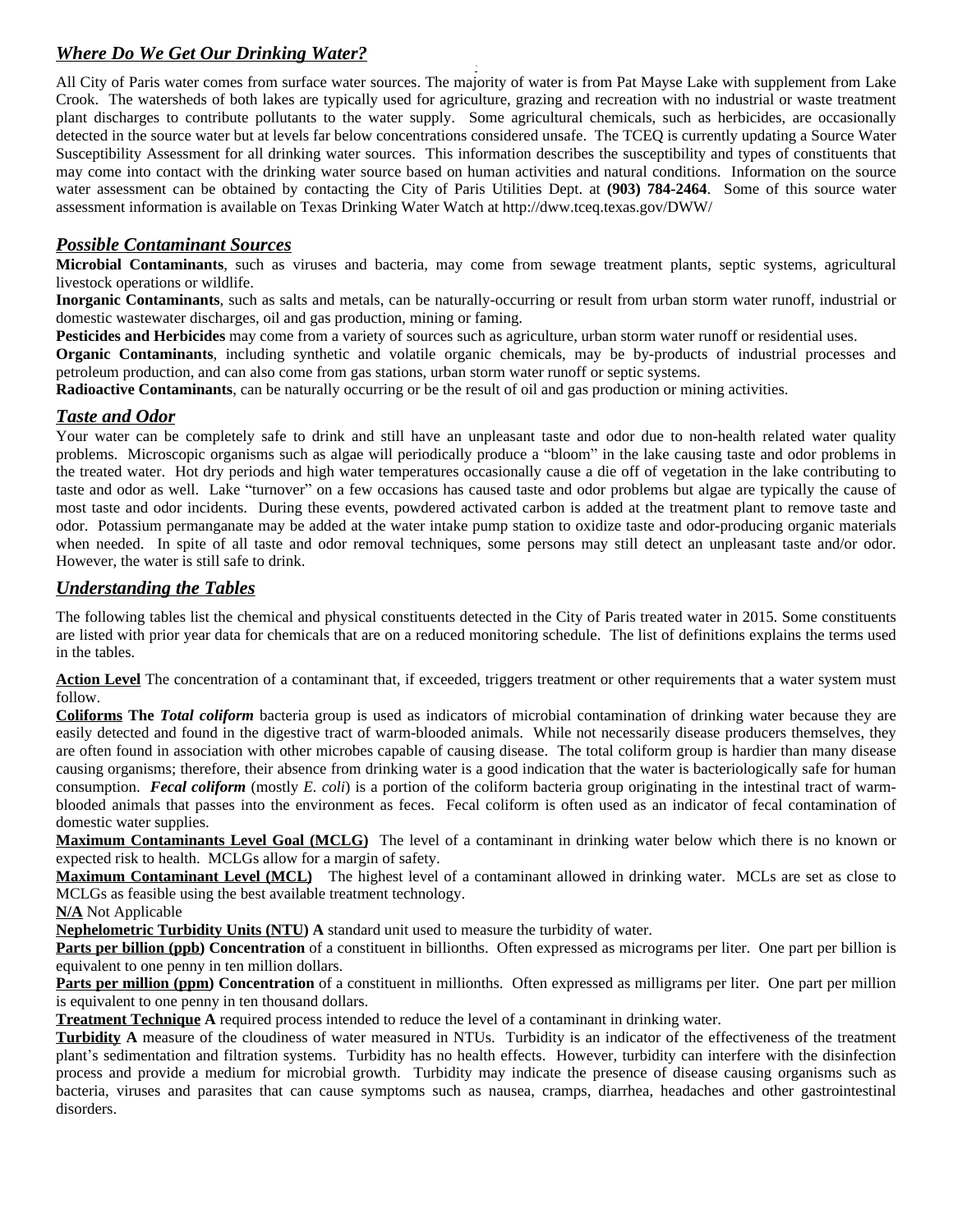## ***Where Do We Get Our Drinking Water?***

All City of Paris water comes from surface water sources. The majority of water is from Pat Mayse Lake with supplement from Lake Crook. The watersheds of both lakes are typically used for agriculture, grazing and recreation with no industrial or waste treatment plant discharges to contribute pollutants to the water supply. Some agricultural chemicals, such as herbicides, are occasionally detected in the source water but at levels far below concentrations considered unsafe. The TCEQ is currently updating a Source Water Susceptibility Assessment for all drinking water sources. This information describes the susceptibility and types of constituents that may come into contact with the drinking water source based on human activities and natural conditions. Information on the source water assessment can be obtained by contacting the City of Paris Utilities Dept. at **(903) 784-2464**. Some of this source water assessment information is available on Texas Drinking Water Watch at http://dww.tceq.texas.gov/DWW/

## ***Possible Contaminant Sources***

**Microbial Contaminants**, such as viruses and bacteria, may come from sewage treatment plants, septic systems, agricultural livestock operations or wildlife.
**Inorganic Contaminants**, such as salts and metals, can be naturally-occurring or result from urban storm water runoff, industrial or domestic wastewater discharges, oil and gas production, mining or faming.
**Pesticides and Herbicides** may come from a variety of sources such as agriculture, urban storm water runoff or residential uses.
**Organic Contaminants**, including synthetic and volatile organic chemicals, may be by-products of industrial processes and petroleum production, and can also come from gas stations, urban storm water runoff or septic systems.
**Radioactive Contaminants**, can be naturally occurring or be the result of oil and gas production or mining activities.

## ***Taste and Odor***

Your water can be completely safe to drink and still have an unpleasant taste and odor due to non-health related water quality problems. Microscopic organisms such as algae will periodically produce a "bloom" in the lake causing taste and odor problems in the treated water. Hot dry periods and high water temperatures occasionally cause a die off of vegetation in the lake contributing to taste and odor as well. Lake "turnover" on a few occasions has caused taste and odor problems but algae are typically the cause of most taste and odor incidents. During these events, powdered activated carbon is added at the treatment plant to remove taste and odor. Potassium permanganate may be added at the water intake pump station to oxidize taste and odor-producing organic materials when needed. In spite of all taste and odor removal techniques, some persons may still detect an unpleasant taste and/or odor. However, the water is still safe to drink.

## ***Understanding the Tables***

The following tables list the chemical and physical constituents detected in the City of Paris treated water in 2015. Some constituents are listed with prior year data for chemicals that are on a reduced monitoring schedule. The list of definitions explains the terms used in the tables.

**Action Level** The concentration of a contaminant that, if exceeded, triggers treatment or other requirements that a water system must follow.
**Coliforms The *Total coliform*** bacteria group is used as indicators of microbial contamination of drinking water because they are easily detected and found in the digestive tract of warm-blooded animals. While not necessarily disease producers themselves, they are often found in association with other microbes capable of causing disease. The total coliform group is hardier than many disease causing organisms; therefore, their absence from drinking water is a good indication that the water is bacteriologically safe for human consumption. ***Fecal coliform*** (mostly *E. coli*) is a portion of the coliform bacteria group originating in the intestinal tract of warm-blooded animals that passes into the environment as feces. Fecal coliform is often used as an indicator of fecal contamination of domestic water supplies.
**Maximum Contaminants Level Goal (MCLG)** The level of a contaminant in drinking water below which there is no known or expected risk to health. MCLGs allow for a margin of safety.
**Maximum Contaminant Level (MCL)** The highest level of a contaminant allowed in drinking water. MCLs are set as close to MCLGs as feasible using the best available treatment technology.
**N/A** Not Applicable
**Nephelometric Turbidity Units (NTU) A** standard unit used to measure the turbidity of water.
**Parts per billion (ppb) Concentration** of a constituent in billionths. Often expressed as micrograms per liter. One part per billion is equivalent to one penny in ten million dollars.
**Parts per million (ppm) Concentration** of a constituent in millionths. Often expressed as milligrams per liter. One part per million is equivalent to one penny in ten thousand dollars.
**Treatment Technique A** required process intended to reduce the level of a contaminant in drinking water.
**Turbidity A** measure of the cloudiness of water measured in NTUs. Turbidity is an indicator of the effectiveness of the treatment plant's sedimentation and filtration systems. Turbidity has no health effects. However, turbidity can interfere with the disinfection process and provide a medium for microbial growth. Turbidity may indicate the presence of disease causing organisms such as bacteria, viruses and parasites that can cause symptoms such as nausea, cramps, diarrhea, headaches and other gastrointestinal disorders.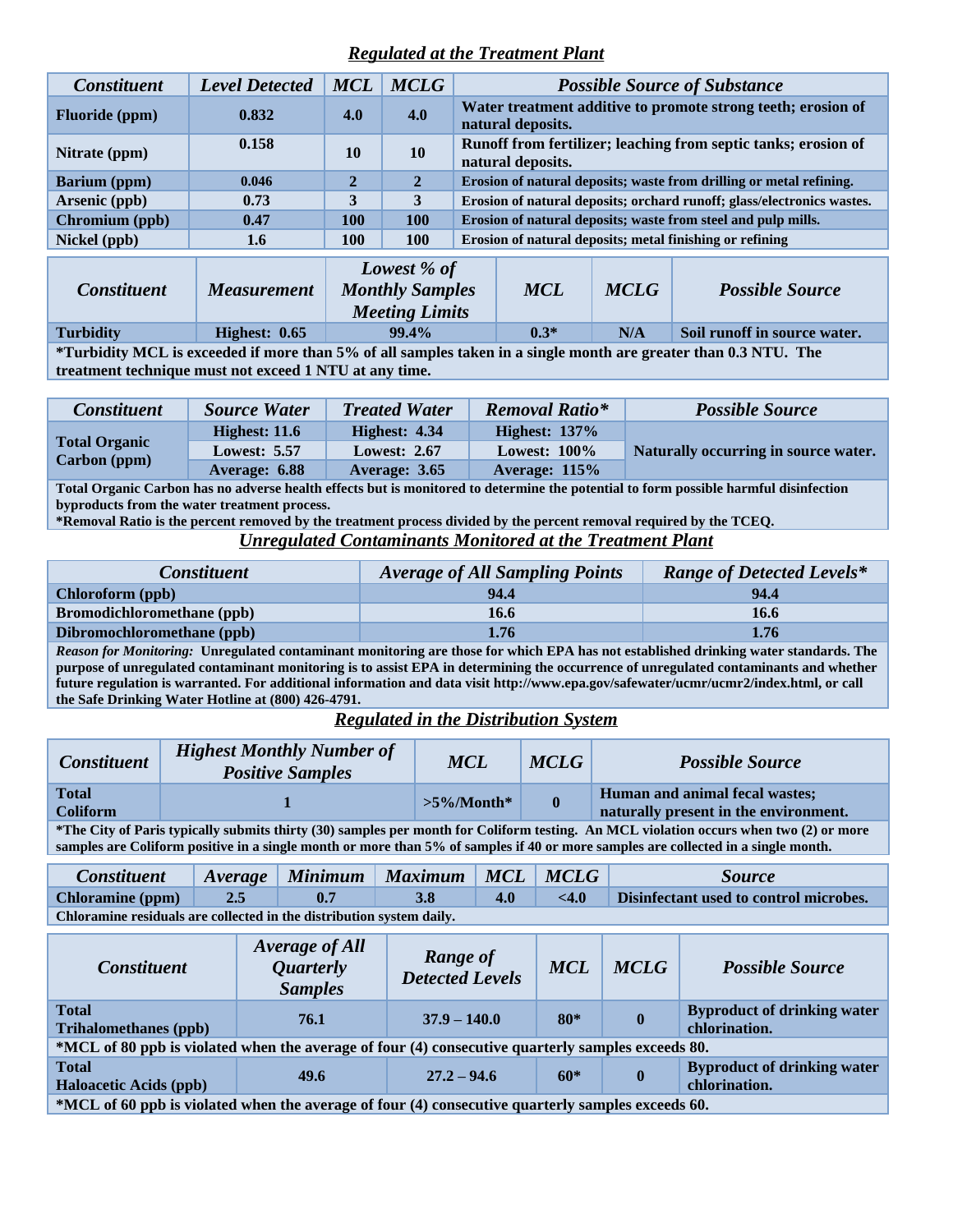## *Regulated at the Treatment Plant*

| *Constituent* | *Level Detected* | *MCL* | *MCLG* | *Possible Source of Substance* |
|---|---|---|---|---|
| **Fluoride (ppm)** | **0.832** | **4.0** | **4.0** | **Water treatment additive to promote strong teeth; erosion of natural deposits.** |
| **Nitrate (ppm)** | **0.158** | **10** | **10** | **Runoff from fertilizer; leaching from septic tanks; erosion of natural deposits.** |
| **Barium (ppm)** | **0.046** | **2** | **2** | **Erosion of natural deposits; waste from drilling or metal refining.** |
| **Arsenic (ppb)** | **0.73** | **3** | **3** | **Erosion of natural deposits; orchard runoff; glass/electronics wastes.** |
| **Chromium (ppb)** | **0.47** | **100** | **100** | **Erosion of natural deposits; waste from steel and pulp mills.** |
| **Nickel (ppb)** | **1.6** | **100** | **100** | **Erosion of natural deposits; metal finishing or refining** |

| *Constituent* | *Measurement* | *Lowest % of Monthly Samples Meeting Limits* | *MCL* | *MCLG* | *Possible Source* |
|---|---|---|---|---|---|
| **Turbidity** | **Highest: 0.65** | **99.4%** | **0.3*** | **N/A** | **Soil runoff in source water.** |

***Turbidity MCL is exceeded if more than 5% of all samples taken in a single month are greater than 0.3 NTU. The treatment technique must not exceed 1 NTU at any time.**

| *Constituent* | *Source Water* | *Treated Water* | *Removal Ratio** | *Possible Source* |
|---|---|---|---|---|
| **Total Organic Carbon (ppm)** | **Highest: 11.6** | **Highest: 4.34** | **Highest: 137%** | **Naturally occurring in source water.** |
| | **Lowest: 5.57** | **Lowest: 2.67** | **Lowest: 100%** | |
| | **Average: 6.88** | **Average: 3.65** | **Average: 115%** | |

**Total Organic Carbon has no adverse health effects but is monitored to determine the potential to form possible harmful disinfection byproducts from the water treatment process.**

***Removal Ratio is the percent removed by the treatment process divided by the percent removal required by the TCEQ.**

## *Unregulated Contaminants Monitored at the Treatment Plant*

| *Constituent* | *Average of All Sampling Points* | *Range of Detected Levels** |
|---|---|---|
| **Chloroform (ppb)** | **94.4** | **94.4** |
| **Bromodichloromethane (ppb)** | **16.6** | **16.6** |
| **Dibromochloromethane (ppb)** | **1.76** | **1.76** |

***Reason for Monitoring:*** **Unregulated contaminant monitoring are those for which EPA has not established drinking water standards. The purpose of unregulated contaminant monitoring is to assist EPA in determining the occurrence of unregulated contaminants and whether future regulation is warranted. For additional information and data visit http://www.epa.gov/safewater/ucmr/ucmr2/index.html, or call the Safe Drinking Water Hotline at (800) 426-4791.**

## *Regulated in the Distribution System*

| *Constituent* | *Highest Monthly Number of Positive Samples* | *MCL* | *MCLG* | *Possible Source* |
|---|---|---|---|---|
| **Total Coliform** | **1** | **>5%/Month*** | **0** | **Human and animal fecal wastes; naturally present in the environment.** |

***The City of Paris typically submits thirty (30) samples per month for Coliform testing. An MCL violation occurs when two (2) or more samples are Coliform positive in a single month or more than 5% of samples if 40 or more samples are collected in a single month.**

| *Constituent* | *Average* | *Minimum* | *Maximum* | *MCL* | *MCLG* | *Source* |
|---|---|---|---|---|---|---|
| **Chloramine (ppm)** | **2.5** | **0.7** | **3.8** | **4.0** | **<4.0** | **Disinfectant used to control microbes.** |

**Chloramine residuals are collected in the distribution system daily.**

| *Constituent* | *Average of All Quarterly Samples* | *Range of Detected Levels* | *MCL* | *MCLG* | *Possible Source* |
|---|---|---|---|---|---|
| **Total Trihalomethanes (ppb)** | **76.1** | **37.9 – 140.0** | **80*** | **0** | **Byproduct of drinking water chlorination.** |
| ***MCL of 80 ppb is violated when the average of four (4) consecutive quarterly samples exceeds 80.** | | | | | |
| **Total Haloacetic Acids (ppb)** | **49.6** | **27.2 – 94.6** | **60*** | **0** | **Byproduct of drinking water chlorination.** |
| ***MCL of 60 ppb is violated when the average of four (4) consecutive quarterly samples exceeds 60.** | | | | | |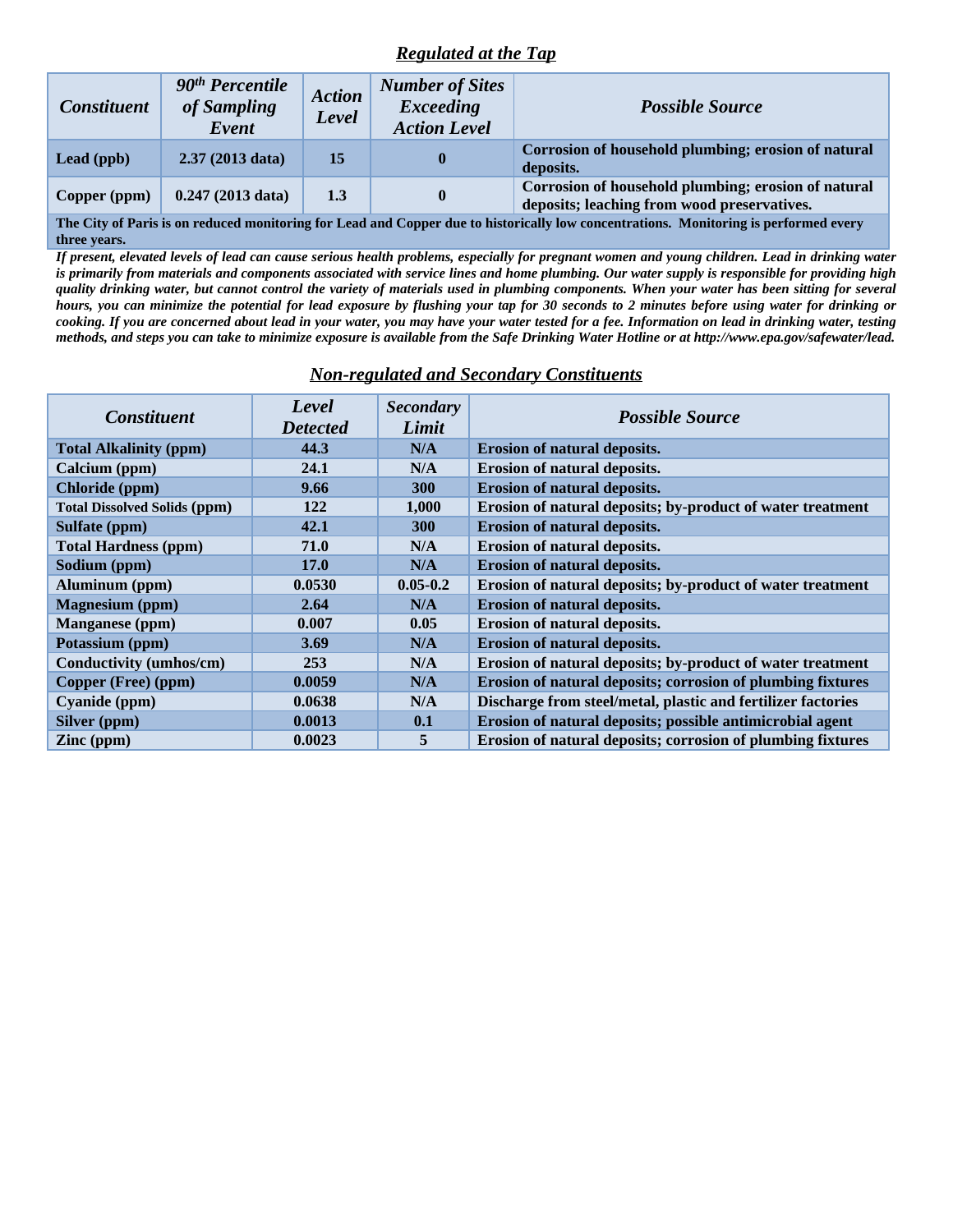## *Regulated at the Tap*

| *Constituent* | *90th Percentile of Sampling Event* | *Action Level* | *Number of Sites Exceeding Action Level* | *Possible Source* |
|---|---|---|---|---|
| **Lead (ppb)** | **2.37 (2013 data)** | **15** | **0** | **Corrosion of household plumbing; erosion of natural deposits.** |
| **Copper (ppm)** | **0.247 (2013 data)** | **1.3** | **0** | **Corrosion of household plumbing; erosion of natural deposits; leaching from wood preservatives.** |
| **The City of Paris is on reduced monitoring for Lead and Copper due to historically low concentrations. Monitoring is performed every three years.** | | | | |

***If present, elevated levels of lead can cause serious health problems, especially for pregnant women and young children. Lead in drinking water is primarily from materials and components associated with service lines and home plumbing. Our water supply is responsible for providing high quality drinking water, but cannot control the variety of materials used in plumbing components. When your water has been sitting for several hours, you can minimize the potential for lead exposure by flushing your tap for 30 seconds to 2 minutes before using water for drinking or cooking. If you are concerned about lead in your water, you may have your water tested for a fee. Information on lead in drinking water, testing methods, and steps you can take to minimize exposure is available from the Safe Drinking Water Hotline or at http://www.epa.gov/safewater/lead.***

## *Non-regulated and Secondary Constituents*

| *Constituent* | *Level Detected* | *Secondary Limit* | *Possible Source* |
|---|---|---|---|
| **Total Alkalinity (ppm)** | **44.3** | **N/A** | **Erosion of natural deposits.** |
| **Calcium (ppm)** | **24.1** | **N/A** | **Erosion of natural deposits.** |
| **Chloride (ppm)** | **9.66** | **300** | **Erosion of natural deposits.** |
| **Total Dissolved Solids (ppm)** | **122** | **1,000** | **Erosion of natural deposits; by-product of water treatment** |
| **Sulfate (ppm)** | **42.1** | **300** | **Erosion of natural deposits.** |
| **Total Hardness (ppm)** | **71.0** | **N/A** | **Erosion of natural deposits.** |
| **Sodium (ppm)** | **17.0** | **N/A** | **Erosion of natural deposits.** |
| **Aluminum (ppm)** | **0.0530** | **0.05-0.2** | **Erosion of natural deposits; by-product of water treatment** |
| **Magnesium (ppm)** | **2.64** | **N/A** | **Erosion of natural deposits.** |
| **Manganese (ppm)** | **0.007** | **0.05** | **Erosion of natural deposits.** |
| **Potassium (ppm)** | **3.69** | **N/A** | **Erosion of natural deposits.** |
| **Conductivity (umhos/cm)** | **253** | **N/A** | **Erosion of natural deposits; by-product of water treatment** |
| **Copper (Free) (ppm)** | **0.0059** | **N/A** | **Erosion of natural deposits; corrosion of plumbing fixtures** |
| **Cyanide (ppm)** | **0.0638** | **N/A** | **Discharge from steel/metal, plastic and fertilizer factories** |
| **Silver (ppm)** | **0.0013** | **0.1** | **Erosion of natural deposits; possible antimicrobial agent** |
| **Zinc (ppm)** | **0.0023** | **5** | **Erosion of natural deposits; corrosion of plumbing fixtures** |